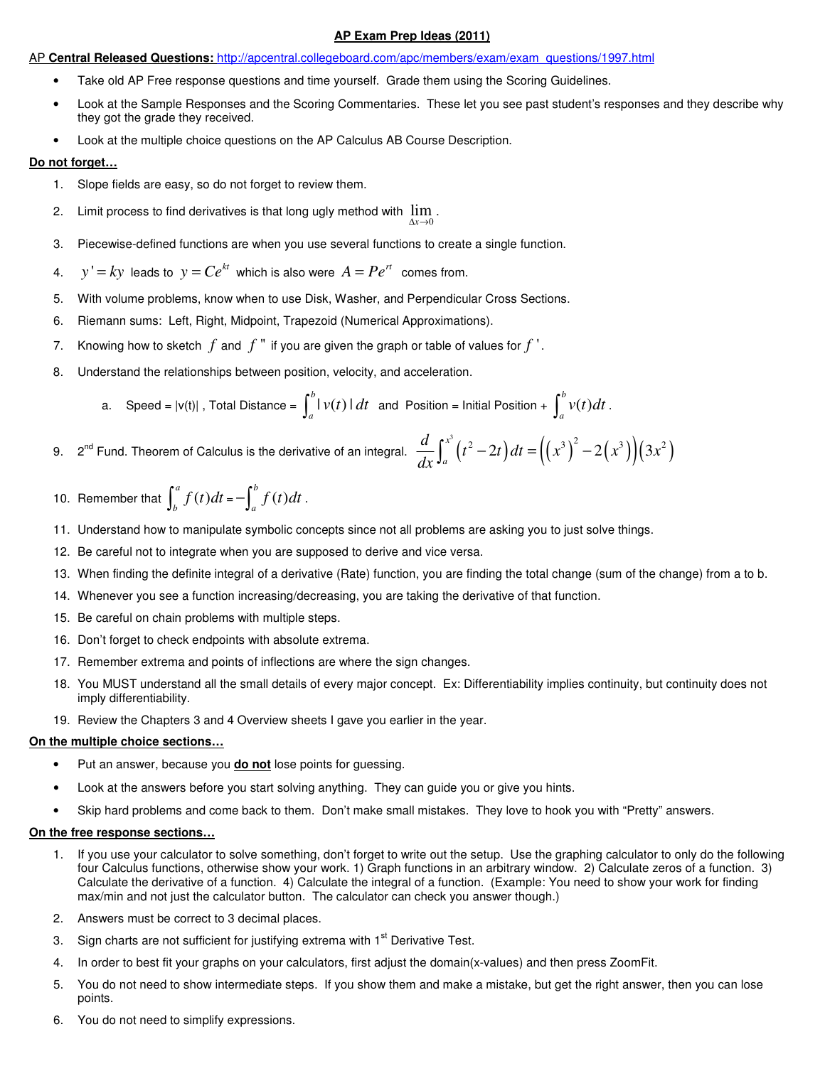## AP Exam Prep Ideas (2011)

AP **Central Released Questions:** http://apcentral.collegeboard.com/apc/members/exam/exam_questions/1997.html

- Take old AP Free response questions and time yourself. Grade them using the Scoring Guidelines.
- Look at the Sample Responses and the Scoring Commentaries. These let you see past student's responses and they describe why they got the grade they received.
- Look at the multiple choice questions on the AP Calculus AB Course Description.

**Do not forget…**

1. Slope fields are easy, so do not forget to review them.
2. Limit process to find derivatives is that long ugly method with $\lim_{\Delta x \to 0}$.
3. Piecewise-defined functions are when you use several functions to create a single function.
4. $y' = ky$ leads to $y = Ce^{kt}$ which is also were $A = Pe^{rt}$ comes from.
5. With volume problems, know when to use Disk, Washer, and Perpendicular Cross Sections.
6. Riemann sums: Left, Right, Midpoint, Trapezoid (Numerical Approximations).
7. Knowing how to sketch $f$ and $f''$ if you are given the graph or table of values for $f'$.
8. Understand the relationships between position, velocity, and acceleration.
   a. Speed = |v(t)| , Total Distance = $\int_a^b |v(t)|\,dt$ and Position = Initial Position + $\int_a^b v(t)dt$.
9. 2nd Fund. Theorem of Calculus is the derivative of an integral. $\frac{d}{dx}\int_a^{x^3}\left(t^2 - 2t\right)dt = \left(\left(x^3\right)^2 - 2\left(x^3\right)\right)\left(3x^2\right)$
10. Remember that $\int_b^a f(t)dt = -\int_a^b f(t)dt$.
11. Understand how to manipulate symbolic concepts since not all problems are asking you to just solve things.
12. Be careful not to integrate when you are supposed to derive and vice versa.
13. When finding the definite integral of a derivative (Rate) function, you are finding the total change (sum of the change) from a to b.
14. Whenever you see a function increasing/decreasing, you are taking the derivative of that function.
15. Be careful on chain problems with multiple steps.
16. Don't forget to check endpoints with absolute extrema.
17. Remember extrema and points of inflections are where the sign changes.
18. You MUST understand all the small details of every major concept. Ex: Differentiability implies continuity, but continuity does not imply differentiability.
19. Review the Chapters 3 and 4 Overview sheets I gave you earlier in the year.

**On the multiple choice sections…**

- Put an answer, because you **do not** lose points for guessing.
- Look at the answers before you start solving anything. They can guide you or give you hints.
- Skip hard problems and come back to them. Don't make small mistakes. They love to hook you with "Pretty" answers.

**On the free response sections…**

1. If you use your calculator to solve something, don't forget to write out the setup. Use the graphing calculator to only do the following four Calculus functions, otherwise show your work. 1) Graph functions in an arbitrary window. 2) Calculate zeros of a function. 3) Calculate the derivative of a function. 4) Calculate the integral of a function. (Example: You need to show your work for finding max/min and not just the calculator button. The calculator can check you answer though.)
2. Answers must be correct to 3 decimal places.
3. Sign charts are not sufficient for justifying extrema with 1st Derivative Test.
4. In order to best fit your graphs on your calculators, first adjust the domain(x-values) and then press ZoomFit.
5. You do not need to show intermediate steps. If you show them and make a mistake, but get the right answer, then you can lose points.
6. You do not need to simplify expressions.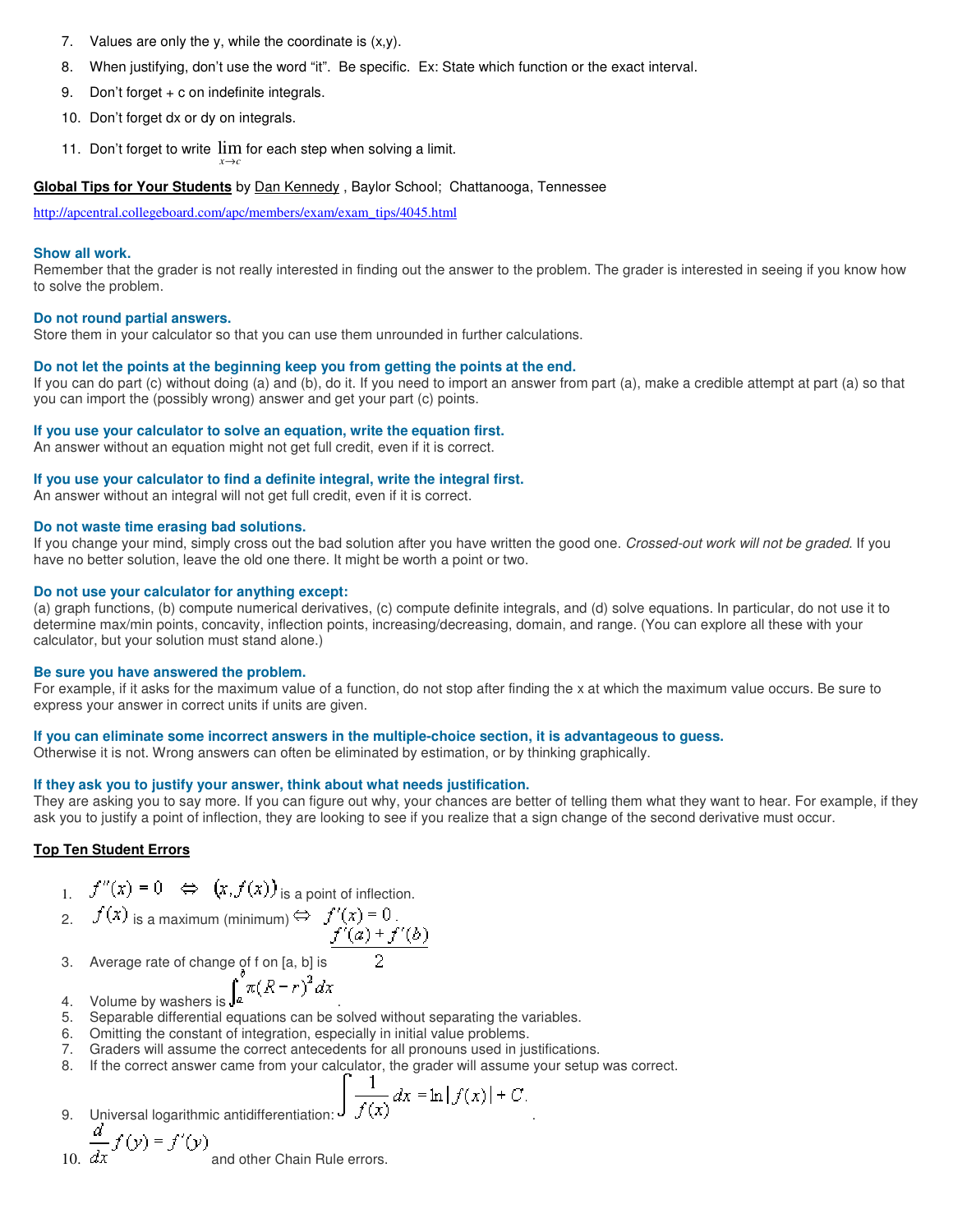7. Values are only the y, while the coordinate is (x,y).
8. When justifying, don't use the word "it". Be specific. Ex: State which function or the exact interval.
9. Don't forget + c on indefinite integrals.
10. Don't forget dx or dy on integrals.
11. Don't forget to write $\lim_{x \to c}$ for each step when solving a limit.

**Global Tips for Your Students** by Dan Kennedy , Baylor School; Chattanooga, Tennessee

http://apcentral.collegeboard.com/apc/members/exam/exam_tips/4045.html

**Show all work.**
Remember that the grader is not really interested in finding out the answer to the problem. The grader is interested in seeing if you know how to solve the problem.

**Do not round partial answers.**
Store them in your calculator so that you can use them unrounded in further calculations.

**Do not let the points at the beginning keep you from getting the points at the end.**
If you can do part (c) without doing (a) and (b), do it. If you need to import an answer from part (a), make a credible attempt at part (a) so that you can import the (possibly wrong) answer and get your part (c) points.

**If you use your calculator to solve an equation, write the equation first.**
An answer without an equation might not get full credit, even if it is correct.

**If you use your calculator to find a definite integral, write the integral first.**
An answer without an integral will not get full credit, even if it is correct.

**Do not waste time erasing bad solutions.**
If you change your mind, simply cross out the bad solution after you have written the good one. *Crossed-out work will not be graded.* If you have no better solution, leave the old one there. It might be worth a point or two.

**Do not use your calculator for anything except:**
(a) graph functions, (b) compute numerical derivatives, (c) compute definite integrals, and (d) solve equations. In particular, do not use it to determine max/min points, concavity, inflection points, increasing/decreasing, domain, and range. (You can explore all these with your calculator, but your solution must stand alone.)

**Be sure you have answered the problem.**
For example, if it asks for the maximum value of a function, do not stop after finding the x at which the maximum value occurs. Be sure to express your answer in correct units if units are given.

**If you can eliminate some incorrect answers in the multiple-choice section, it is advantageous to guess.**
Otherwise it is not. Wrong answers can often be eliminated by estimation, or by thinking graphically.

**If they ask you to justify your answer, think about what needs justification.**
They are asking you to say more. If you can figure out why, your chances are better of telling them what they want to hear. For example, if they ask you to justify a point of inflection, they are looking to see if you realize that a sign change of the second derivative must occur.

**Top Ten Student Errors**

1. $f''(x) = 0 \Leftrightarrow (x, f(x))$ is a point of inflection.
2. $f(x)$ is a maximum (minimum) $\Leftrightarrow f'(x) = 0$.
3. Average rate of change of f on [a, b] is $\dfrac{f'(a) + f'(b)}{2}$
4. Volume by washers is $\int_a^b \pi(R - r)^2 \, dx$.
5. Separable differential equations can be solved without separating the variables.
6. Omitting the constant of integration, especially in initial value problems.
7. Graders will assume the correct antecedents for all pronouns used in justifications.
8. If the correct answer came from your calculator, the grader will assume your setup was correct.
9. Universal logarithmic antidifferentiation: $\int \dfrac{1}{f(x)} \, dx = \ln|f(x)| + C$.
10. $\dfrac{d}{dx} f(y) = f'(y)$ and other Chain Rule errors.